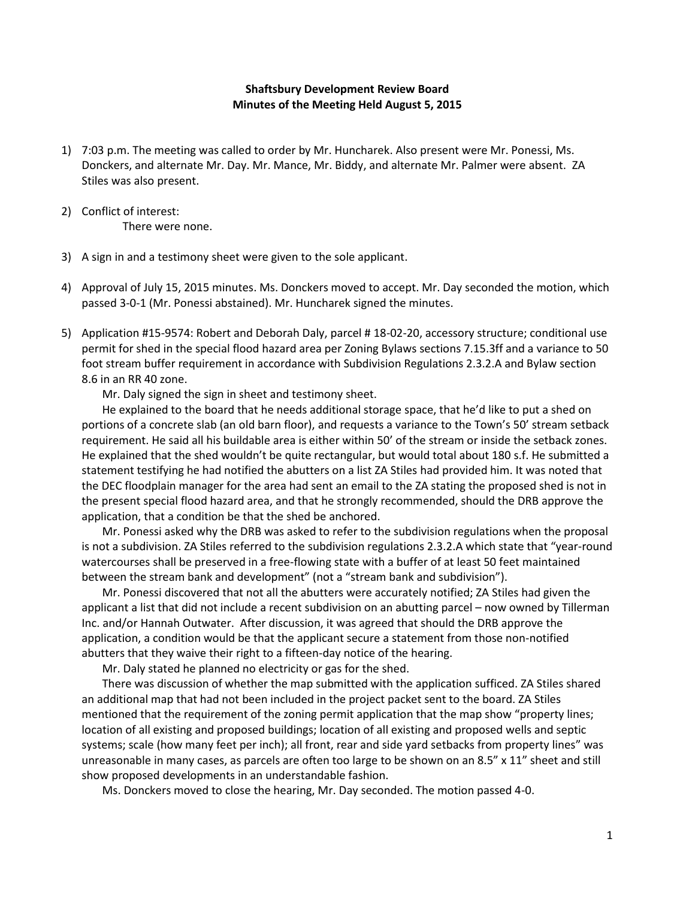**Shaftsbury Development Review Board**
**Minutes of the Meeting Held August 5, 2015**

1) 7:03 p.m. The meeting was called to order by Mr. Huncharek. Also present were Mr. Ponessi, Ms. Donckers, and alternate Mr. Day. Mr. Mance, Mr. Biddy, and alternate Mr. Palmer were absent. ZA Stiles was also present.

2) Conflict of interest:
   There were none.

3) A sign in and a testimony sheet were given to the sole applicant.

4) Approval of July 15, 2015 minutes. Ms. Donckers moved to accept. Mr. Day seconded the motion, which passed 3-0-1 (Mr. Ponessi abstained). Mr. Huncharek signed the minutes.

5) Application #15-9574: Robert and Deborah Daly, parcel # 18-02-20, accessory structure; conditional use permit for shed in the special flood hazard area per Zoning Bylaws sections 7.15.3ff and a variance to 50 foot stream buffer requirement in accordance with Subdivision Regulations 2.3.2.A and Bylaw section 8.6 in an RR 40 zone.

   Mr. Daly signed the sign in sheet and testimony sheet.

   He explained to the board that he needs additional storage space, that he'd like to put a shed on portions of a concrete slab (an old barn floor), and requests a variance to the Town's 50' stream setback requirement. He said all his buildable area is either within 50' of the stream or inside the setback zones. He explained that the shed wouldn't be quite rectangular, but would total about 180 s.f. He submitted a statement testifying he had notified the abutters on a list ZA Stiles had provided him. It was noted that the DEC floodplain manager for the area had sent an email to the ZA stating the proposed shed is not in the present special flood hazard area, and that he strongly recommended, should the DRB approve the application, that a condition be that the shed be anchored.

   Mr. Ponessi asked why the DRB was asked to refer to the subdivision regulations when the proposal is not a subdivision. ZA Stiles referred to the subdivision regulations 2.3.2.A which state that "year-round watercourses shall be preserved in a free-flowing state with a buffer of at least 50 feet maintained between the stream bank and development" (not a "stream bank and subdivision").

   Mr. Ponessi discovered that not all the abutters were accurately notified; ZA Stiles had given the applicant a list that did not include a recent subdivision on an abutting parcel – now owned by Tillerman Inc. and/or Hannah Outwater. After discussion, it was agreed that should the DRB approve the application, a condition would be that the applicant secure a statement from those non-notified abutters that they waive their right to a fifteen-day notice of the hearing.

   Mr. Daly stated he planned no electricity or gas for the shed.

   There was discussion of whether the map submitted with the application sufficed. ZA Stiles shared an additional map that had not been included in the project packet sent to the board. ZA Stiles mentioned that the requirement of the zoning permit application that the map show "property lines; location of all existing and proposed buildings; location of all existing and proposed wells and septic systems; scale (how many feet per inch); all front, rear and side yard setbacks from property lines" was unreasonable in many cases, as parcels are often too large to be shown on an 8.5" x 11" sheet and still show proposed developments in an understandable fashion.

   Ms. Donckers moved to close the hearing, Mr. Day seconded. The motion passed 4-0.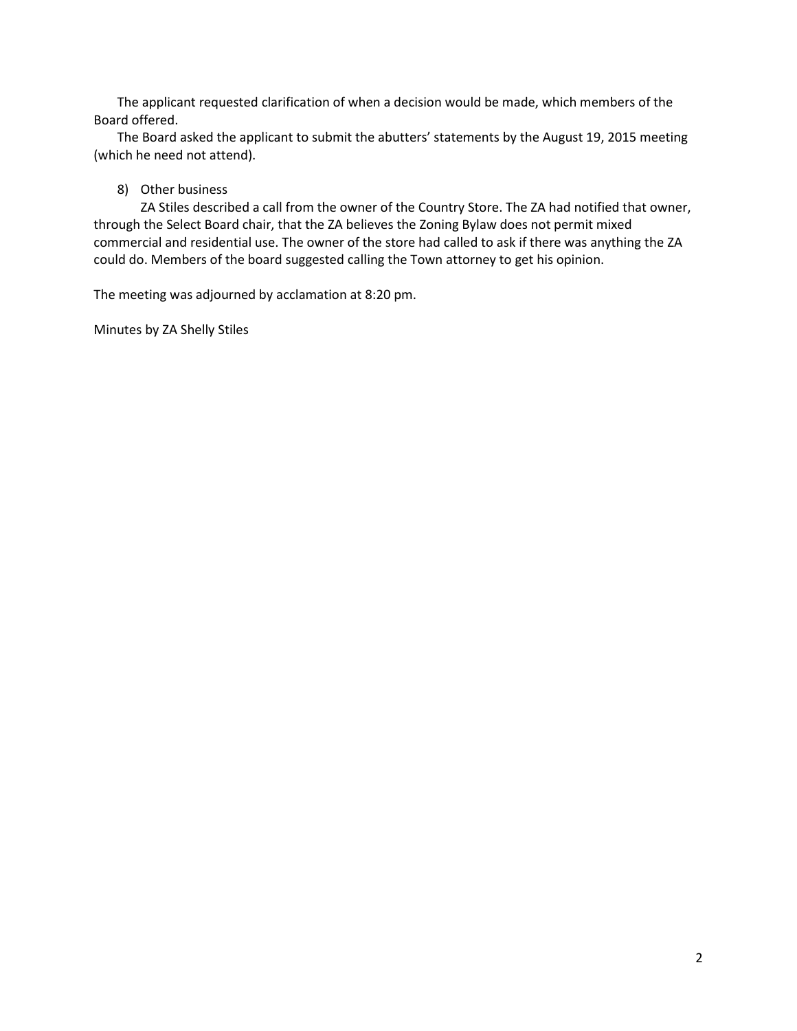The applicant requested clarification of when a decision would be made, which members of the Board offered.

The Board asked the applicant to submit the abutters' statements by the August 19, 2015 meeting (which he need not attend).

8) Other business

ZA Stiles described a call from the owner of the Country Store. The ZA had notified that owner, through the Select Board chair, that the ZA believes the Zoning Bylaw does not permit mixed commercial and residential use. The owner of the store had called to ask if there was anything the ZA could do. Members of the board suggested calling the Town attorney to get his opinion.

The meeting was adjourned by acclamation at 8:20 pm.

Minutes by ZA Shelly Stiles